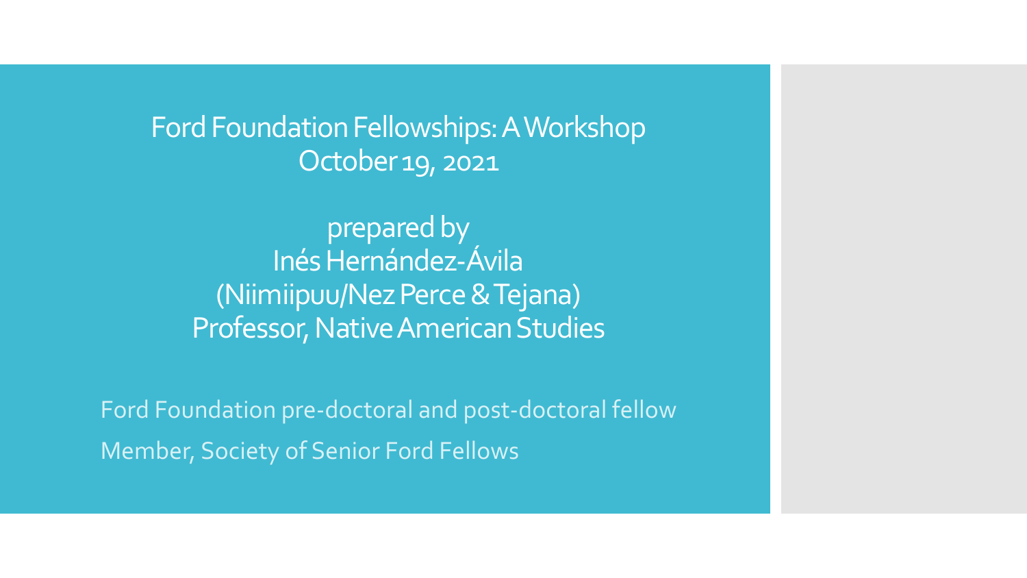# Ford Foundation Fellowships: A Workshop
October 19, 2021

prepared by
Inés Hernández-Ávila
(Niimiipuu/Nez Perce & Tejana)
Professor, Native American Studies

Ford Foundation pre-doctoral and post-doctoral fellow

Member, Society of Senior Ford Fellows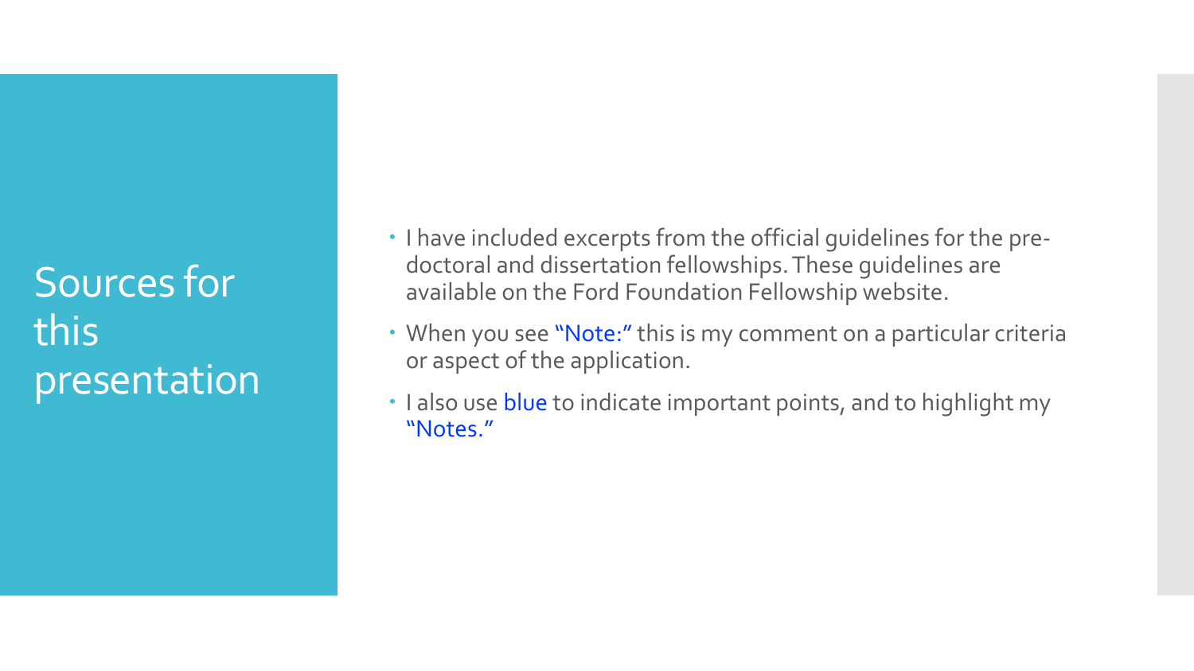# Sources for this presentation

- I have included excerpts from the official guidelines for the pre-doctoral and dissertation fellowships. These guidelines are available on the Ford Foundation Fellowship website.
- When you see "Note:" this is my comment on a particular criteria or aspect of the application.
- I also use blue to indicate important points, and to highlight my "Notes."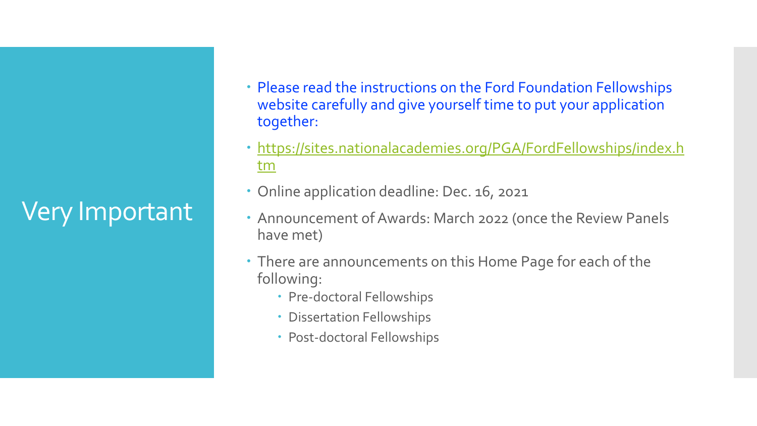# Very Important

- Please read the instructions on the Ford Foundation Fellowships website carefully and give yourself time to put your application together:
- https://sites.nationalacademies.org/PGA/FordFellowships/index.htm
- Online application deadline: Dec. 16, 2021
- Announcement of Awards: March 2022 (once the Review Panels have met)
- There are announcements on this Home Page for each of the following:
  - Pre-doctoral Fellowships
  - Dissertation Fellowships
  - Post-doctoral Fellowships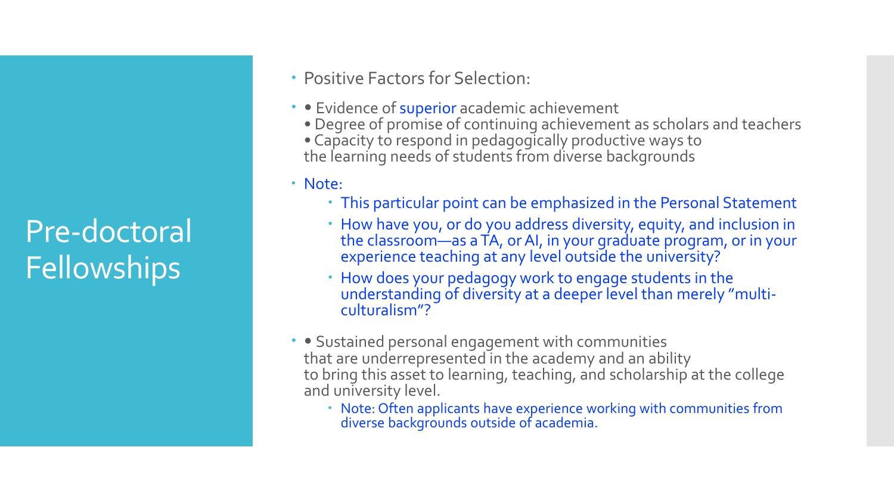# Pre-doctoral Fellowships

- Positive Factors for Selection:
- • Evidence of superior academic achievement
  • Degree of promise of continuing achievement as scholars and teachers
  • Capacity to respond in pedagogically productive ways to the learning needs of students from diverse backgrounds
- Note:
  - This particular point can be emphasized in the Personal Statement
  - How have you, or do you address diversity, equity, and inclusion in the classroom—as a TA, or AI, in your graduate program, or in your experience teaching at any level outside the university?
  - How does your pedagogy work to engage students in the understanding of diversity at a deeper level than merely "multi-culturalism"?
- • Sustained personal engagement with communities that are underrepresented in the academy and an ability to bring this asset to learning, teaching, and scholarship at the college and university level.
  - Note: Often applicants have experience working with communities from diverse backgrounds outside of academia.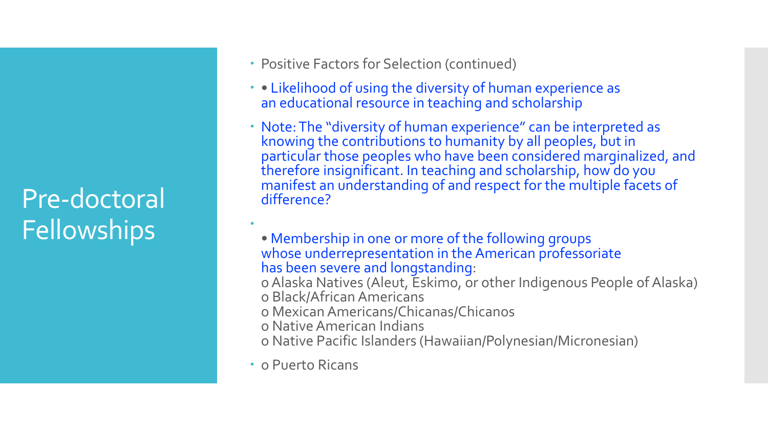# Pre-doctoral Fellowships

- Positive Factors for Selection (continued)
- • Likelihood of using the diversity of human experience as an educational resource in teaching and scholarship
- Note: The "diversity of human experience" can be interpreted as knowing the contributions to humanity by all peoples, but in particular those peoples who have been considered marginalized, and therefore insignificant. In teaching and scholarship, how do you manifest an understanding of and respect for the multiple facets of difference?
- • Membership in one or more of the following groups whose underrepresentation in the American professoriate has been severe and longstanding:
  o Alaska Natives (Aleut, Eskimo, or other Indigenous People of Alaska)
  o Black/African Americans
  o Mexican Americans/Chicanas/Chicanos
  o Native American Indians
  o Native Pacific Islanders (Hawaiian/Polynesian/Micronesian)
- o Puerto Ricans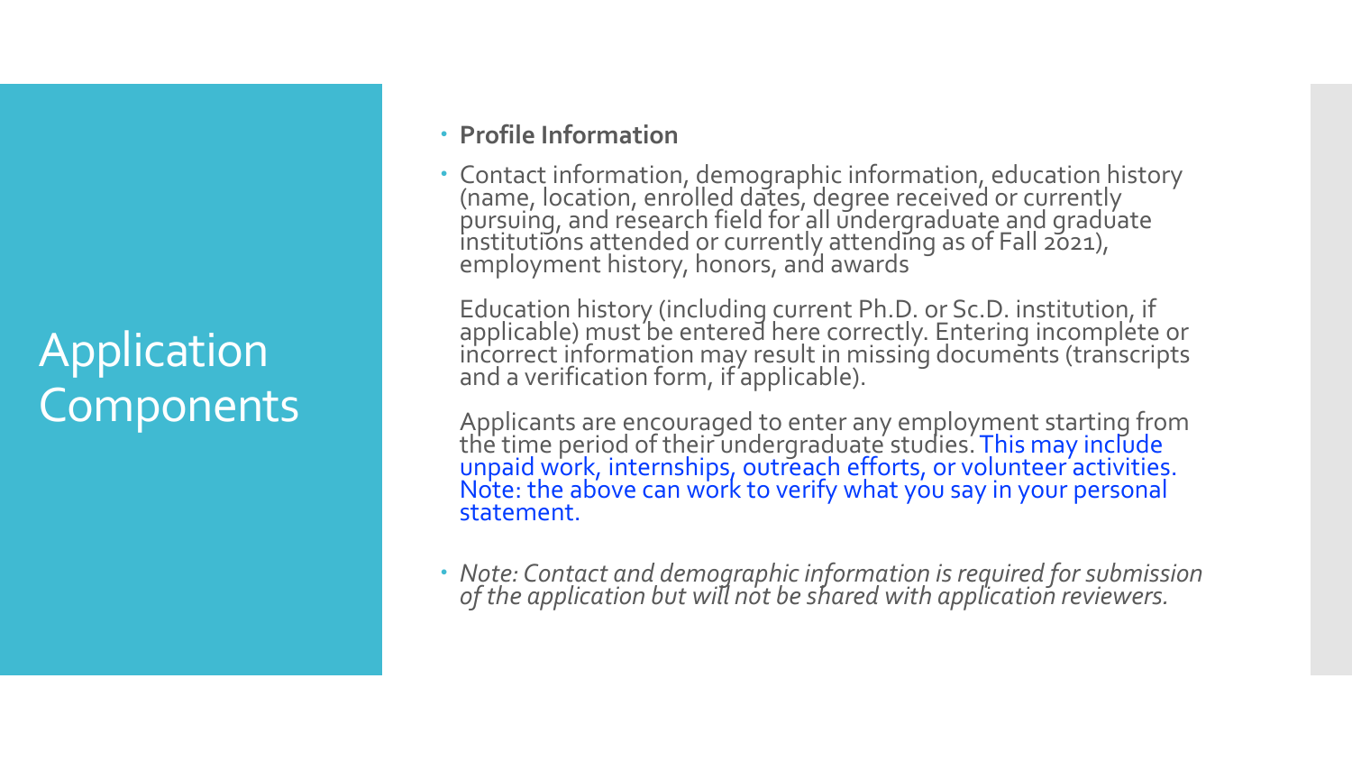# Application Components

- **Profile Information**
- Contact information, demographic information, education history (name, location, enrolled dates, degree received or currently pursuing, and research field for all undergraduate and graduate institutions attended or currently attending as of Fall 2021), employment history, honors, and awards

  Education history (including current Ph.D. or Sc.D. institution, if applicable) must be entered here correctly. Entering incomplete or incorrect information may result in missing documents (transcripts and a verification form, if applicable).

  Applicants are encouraged to enter any employment starting from the time period of their undergraduate studies. This may include unpaid work, internships, outreach efforts, or volunteer activities. Note: the above can work to verify what you say in your personal statement.

- *Note: Contact and demographic information is required for submission of the application but will not be shared with application reviewers.*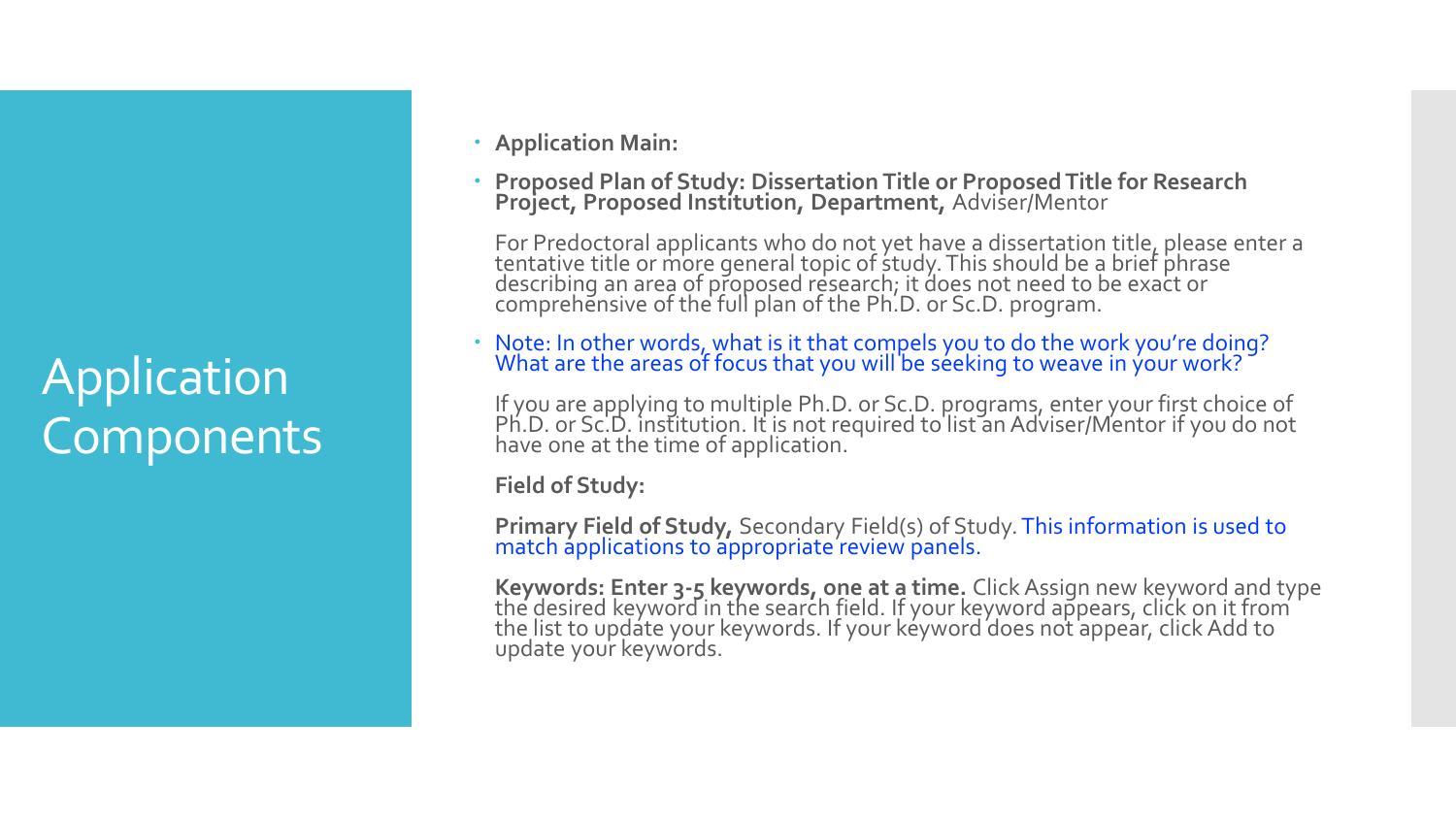# Application Components

- **Application Main:**
- **Proposed Plan of Study: Dissertation Title or Proposed Title for Research Project, Proposed Institution, Department,** Adviser/Mentor

  For Predoctoral applicants who do not yet have a dissertation title, please enter a tentative title or more general topic of study. This should be a brief phrase describing an area of proposed research; it does not need to be exact or comprehensive of the full plan of the Ph.D. or Sc.D. program.

- Note: In other words, what is it that compels you to do the work you're doing? What are the areas of focus that you will be seeking to weave in your work?

  If you are applying to multiple Ph.D. or Sc.D. programs, enter your first choice of Ph.D. or Sc.D. institution. It is not required to list an Adviser/Mentor if you do not have one at the time of application.

  **Field of Study:**

  **Primary Field of Study,** Secondary Field(s) of Study. This information is used to match applications to appropriate review panels.

  **Keywords: Enter 3-5 keywords, one at a time.** Click Assign new keyword and type the desired keyword in the search field. If your keyword appears, click on it from the list to update your keywords. If your keyword does not appear, click Add to update your keywords.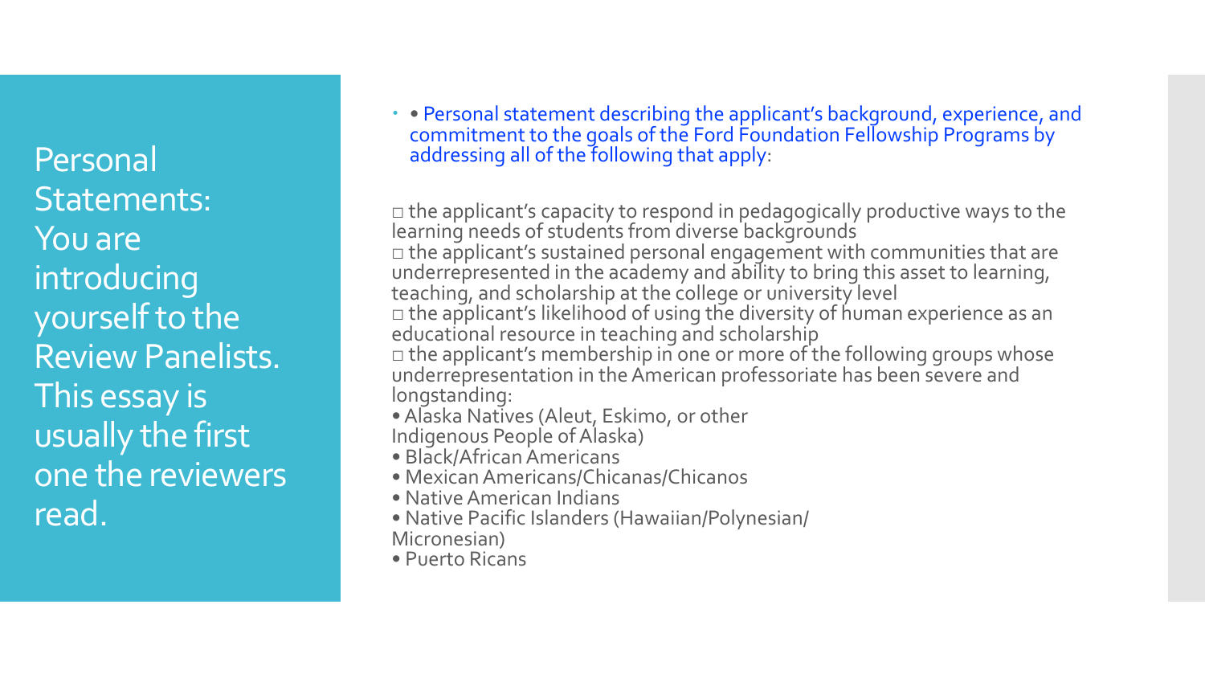# Personal Statements: You are introducing yourself to the Review Panelists. This essay is usually the first one the reviewers read.

- • Personal statement describing the applicant's background, experience, and commitment to the goals of the Ford Foundation Fellowship Programs by addressing all of the following that apply:

□ the applicant's capacity to respond in pedagogically productive ways to the learning needs of students from diverse backgrounds
□ the applicant's sustained personal engagement with communities that are underrepresented in the academy and ability to bring this asset to learning, teaching, and scholarship at the college or university level
□ the applicant's likelihood of using the diversity of human experience as an educational resource in teaching and scholarship
□ the applicant's membership in one or more of the following groups whose underrepresentation in the American professoriate has been severe and longstanding:

- Alaska Natives (Aleut, Eskimo, or other Indigenous People of Alaska)
- Black/African Americans
- Mexican Americans/Chicanas/Chicanos
- Native American Indians
- Native Pacific Islanders (Hawaiian/Polynesian/ Micronesian)
- Puerto Ricans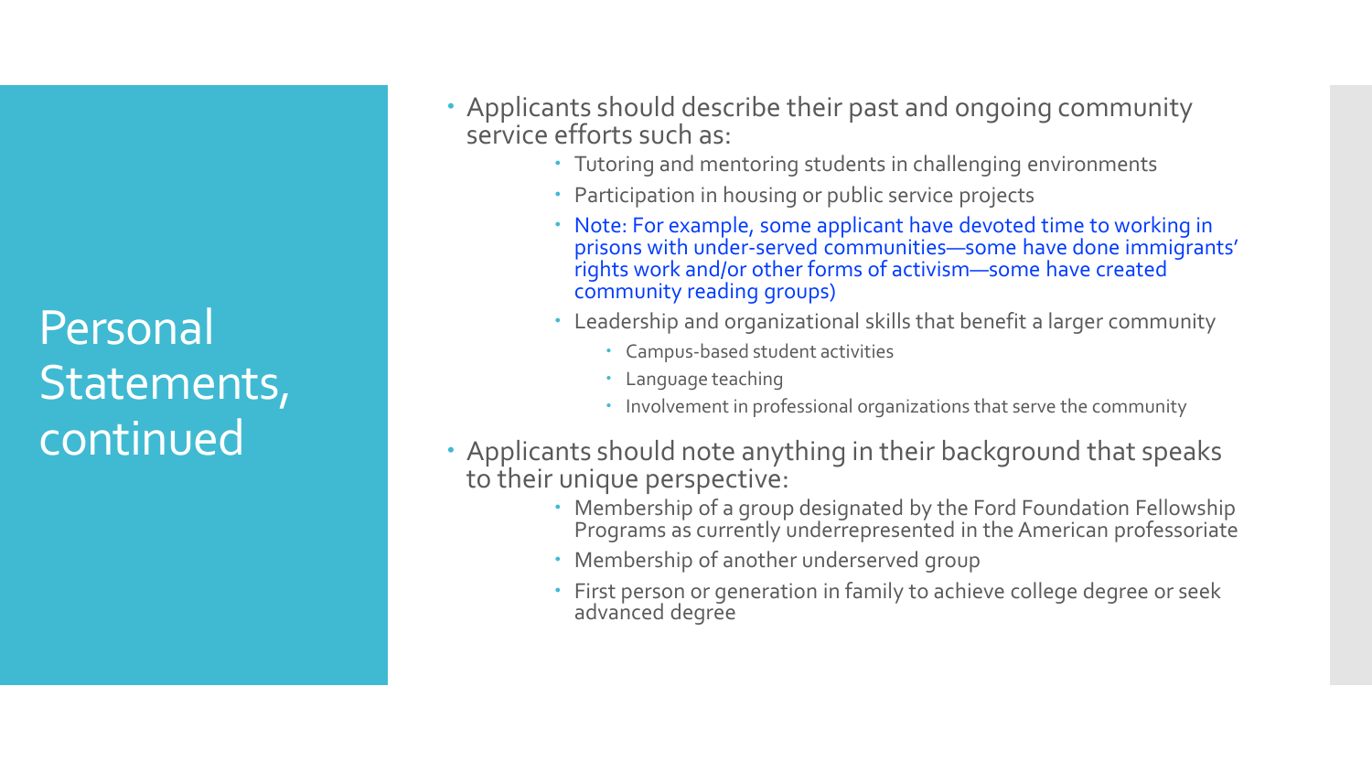# Personal Statements, continued

- Applicants should describe their past and ongoing community service efforts such as:
  - Tutoring and mentoring students in challenging environments
  - Participation in housing or public service projects
  - Note: For example, some applicant have devoted time to working in prisons with under-served communities—some have done immigrants' rights work and/or other forms of activism—some have created community reading groups)
  - Leadership and organizational skills that benefit a larger community
    - Campus-based student activities
    - Language teaching
    - Involvement in professional organizations that serve the community
- Applicants should note anything in their background that speaks to their unique perspective:
  - Membership of a group designated by the Ford Foundation Fellowship Programs as currently underrepresented in the American professoriate
  - Membership of another underserved group
  - First person or generation in family to achieve college degree or seek advanced degree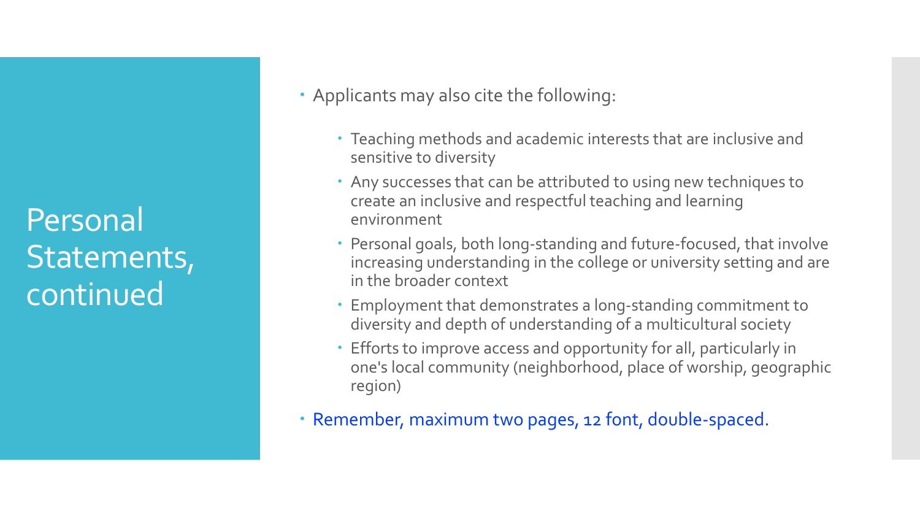# Personal Statements, continued

- Applicants may also cite the following:
  - Teaching methods and academic interests that are inclusive and sensitive to diversity
  - Any successes that can be attributed to using new techniques to create an inclusive and respectful teaching and learning environment
  - Personal goals, both long-standing and future-focused, that involve increasing understanding in the college or university setting and are in the broader context
  - Employment that demonstrates a long-standing commitment to diversity and depth of understanding of a multicultural society
  - Efforts to improve access and opportunity for all, particularly in one's local community (neighborhood, place of worship, geographic region)
- Remember, maximum two pages, 12 font, double-spaced.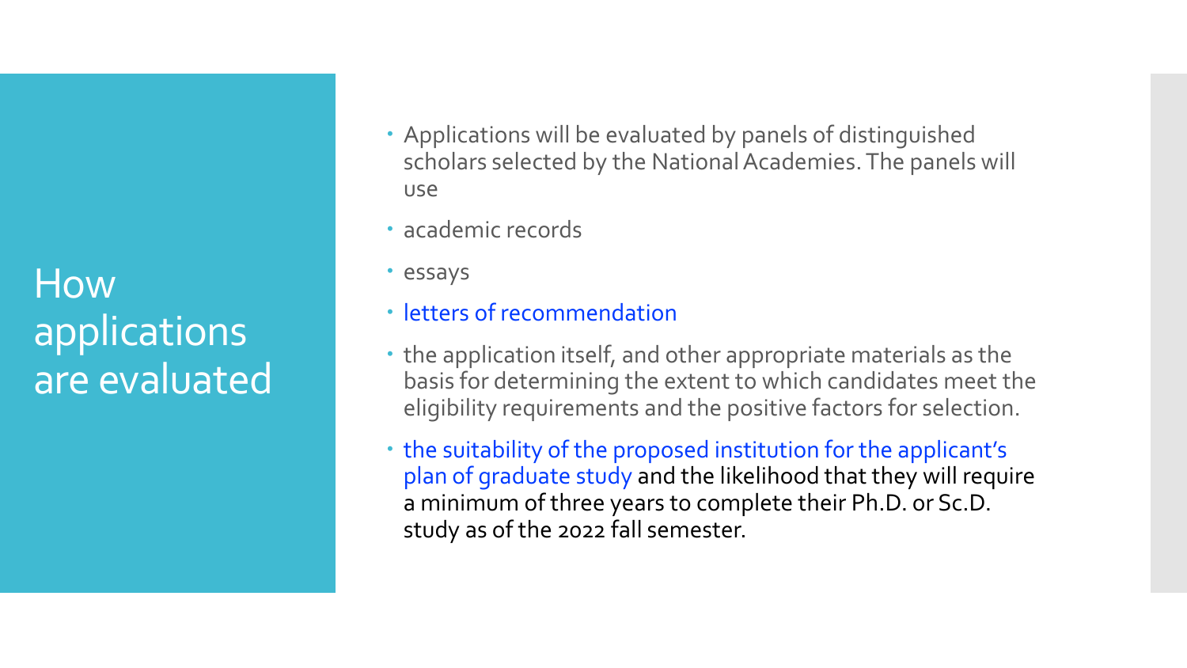# How applications are evaluated

- Applications will be evaluated by panels of distinguished scholars selected by the National Academies. The panels will use
- academic records
- essays
- letters of recommendation
- the application itself, and other appropriate materials as the basis for determining the extent to which candidates meet the eligibility requirements and the positive factors for selection.
- the suitability of the proposed institution for the applicant's plan of graduate study and the likelihood that they will require a minimum of three years to complete their Ph.D. or Sc.D. study as of the 2022 fall semester.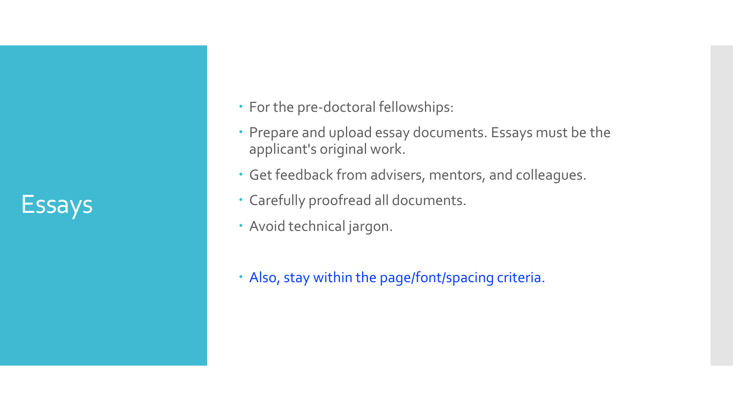# Essays

- For the pre-doctoral fellowships:
- Prepare and upload essay documents. Essays must be the applicant's original work.
- Get feedback from advisers, mentors, and colleagues.
- Carefully proofread all documents.
- Avoid technical jargon.

- Also, stay within the page/font/spacing criteria.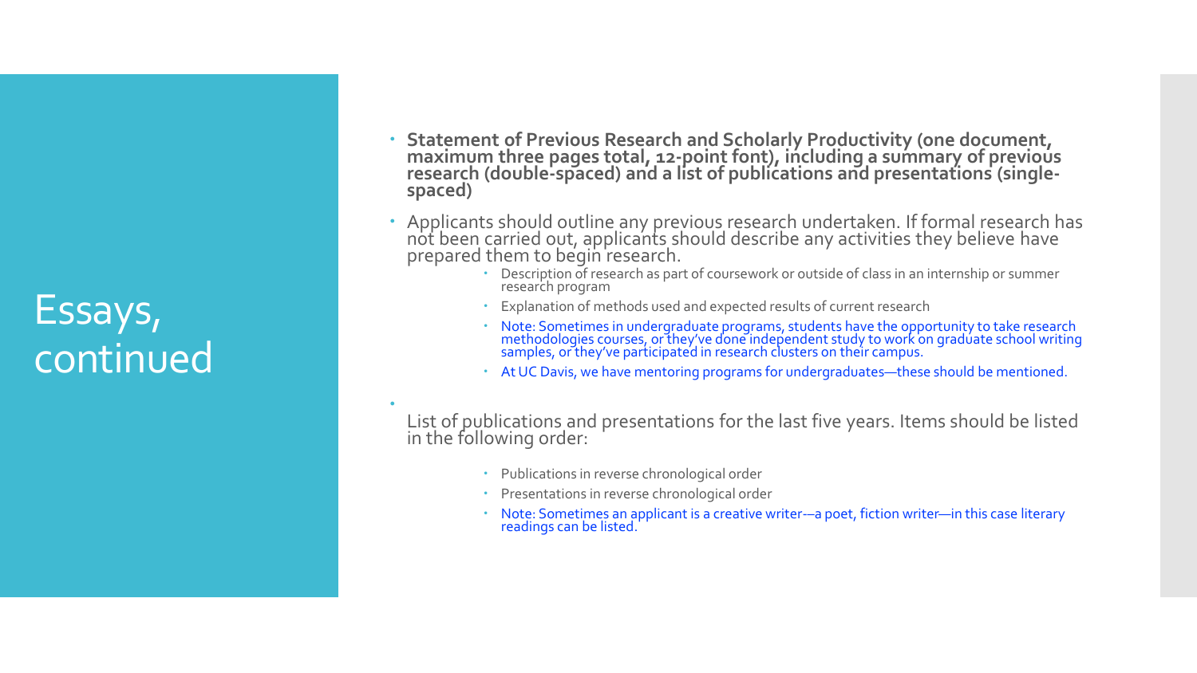# Essays, continued

- **Statement of Previous Research and Scholarly Productivity (one document, maximum three pages total, 12-point font), including a summary of previous research (double-spaced) and a list of publications and presentations (single-spaced)**
- Applicants should outline any previous research undertaken. If formal research has not been carried out, applicants should describe any activities they believe have prepared them to begin research.
  - Description of research as part of coursework or outside of class in an internship or summer research program
  - Explanation of methods used and expected results of current research
  - Note: Sometimes in undergraduate programs, students have the opportunity to take research methodologies courses, or they've done independent study to work on graduate school writing samples, or they've participated in research clusters on their campus.
  - At UC Davis, we have mentoring programs for undergraduates—these should be mentioned.
- List of publications and presentations for the last five years. Items should be listed in the following order:
  - Publications in reverse chronological order
  - Presentations in reverse chronological order
  - Note: Sometimes an applicant is a creative writer-–a poet, fiction writer—in this case literary readings can be listed.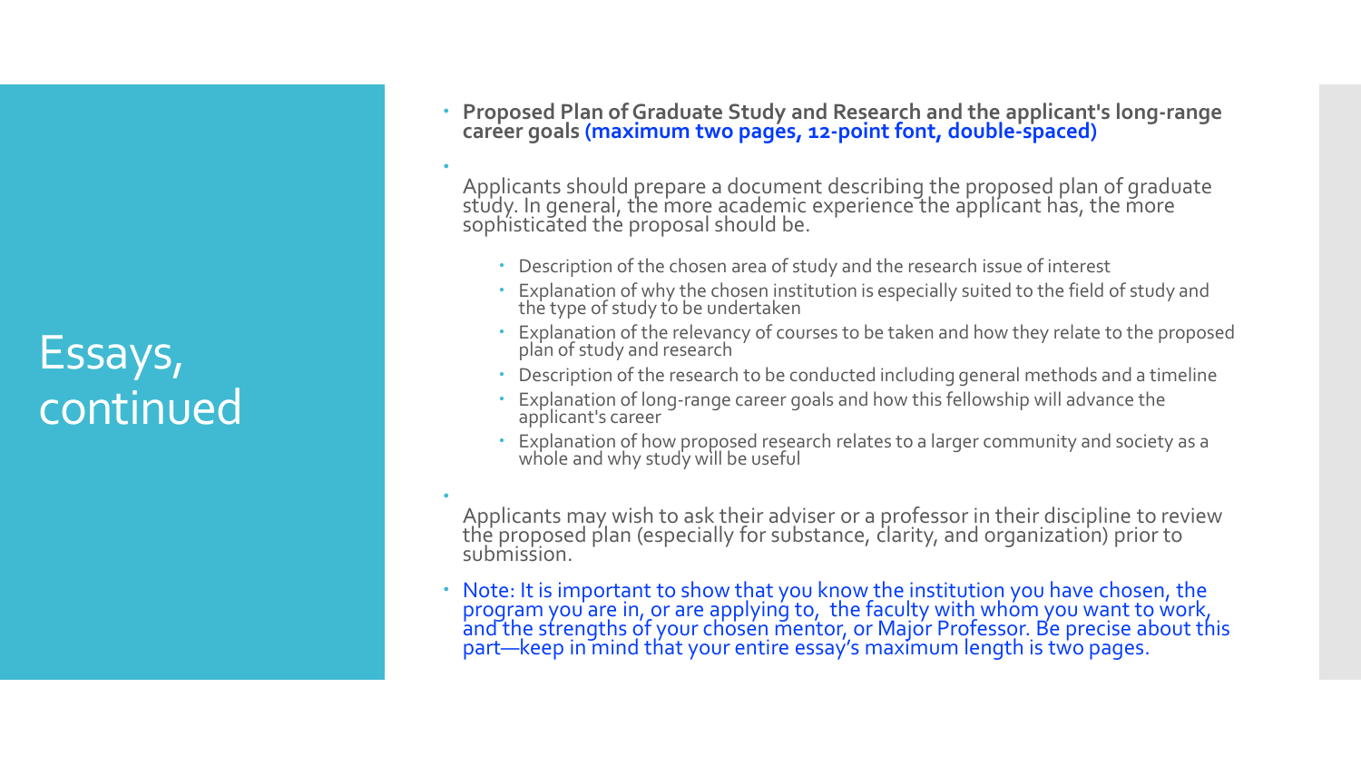# Essays, continued

- **Proposed Plan of Graduate Study and Research and the applicant's long-range career goals (maximum two pages, 12-point font, double-spaced)**

- Applicants should prepare a document describing the proposed plan of graduate study. In general, the more academic experience the applicant has, the more sophisticated the proposal should be.
    - Description of the chosen area of study and the research issue of interest
    - Explanation of why the chosen institution is especially suited to the field of study and the type of study to be undertaken
    - Explanation of the relevancy of courses to be taken and how they relate to the proposed plan of study and research
    - Description of the research to be conducted including general methods and a timeline
    - Explanation of long-range career goals and how this fellowship will advance the applicant's career
    - Explanation of how proposed research relates to a larger community and society as a whole and why study will be useful

- Applicants may wish to ask their adviser or a professor in their discipline to review the proposed plan (especially for substance, clarity, and organization) prior to submission.

- Note: It is important to show that you know the institution you have chosen, the program you are in, or are applying to, the faculty with whom you want to work, and the strengths of your chosen mentor, or Major Professor. Be precise about this part—keep in mind that your entire essay's maximum length is two pages.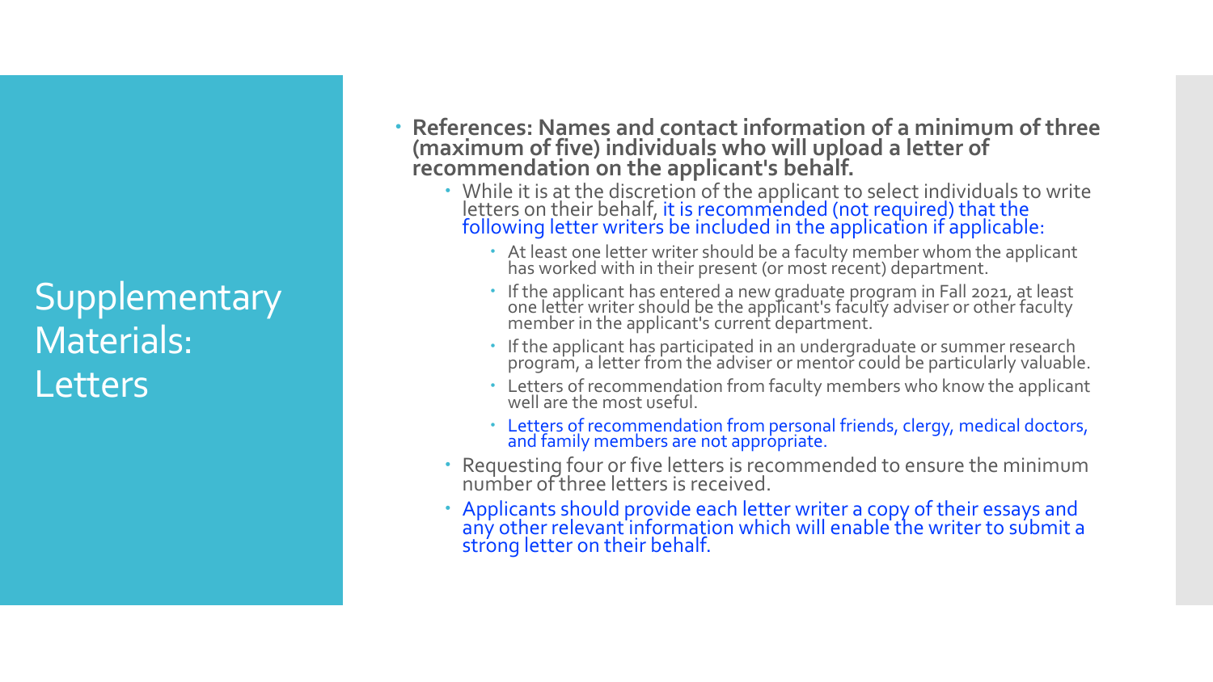# Supplementary Materials: Letters

- **References: Names and contact information of a minimum of three (maximum of five) individuals who will upload a letter of recommendation on the applicant's behalf.**
  - While it is at the discretion of the applicant to select individuals to write letters on their behalf, it is recommended (not required) that the following letter writers be included in the application if applicable:
    - At least one letter writer should be a faculty member whom the applicant has worked with in their present (or most recent) department.
    - If the applicant has entered a new graduate program in Fall 2021, at least one letter writer should be the applicant's faculty adviser or other faculty member in the applicant's current department.
    - If the applicant has participated in an undergraduate or summer research program, a letter from the adviser or mentor could be particularly valuable.
    - Letters of recommendation from faculty members who know the applicant well are the most useful.
    - Letters of recommendation from personal friends, clergy, medical doctors, and family members are not appropriate.
  - Requesting four or five letters is recommended to ensure the minimum number of three letters is received.
  - Applicants should provide each letter writer a copy of their essays and any other relevant information which will enable the writer to submit a strong letter on their behalf.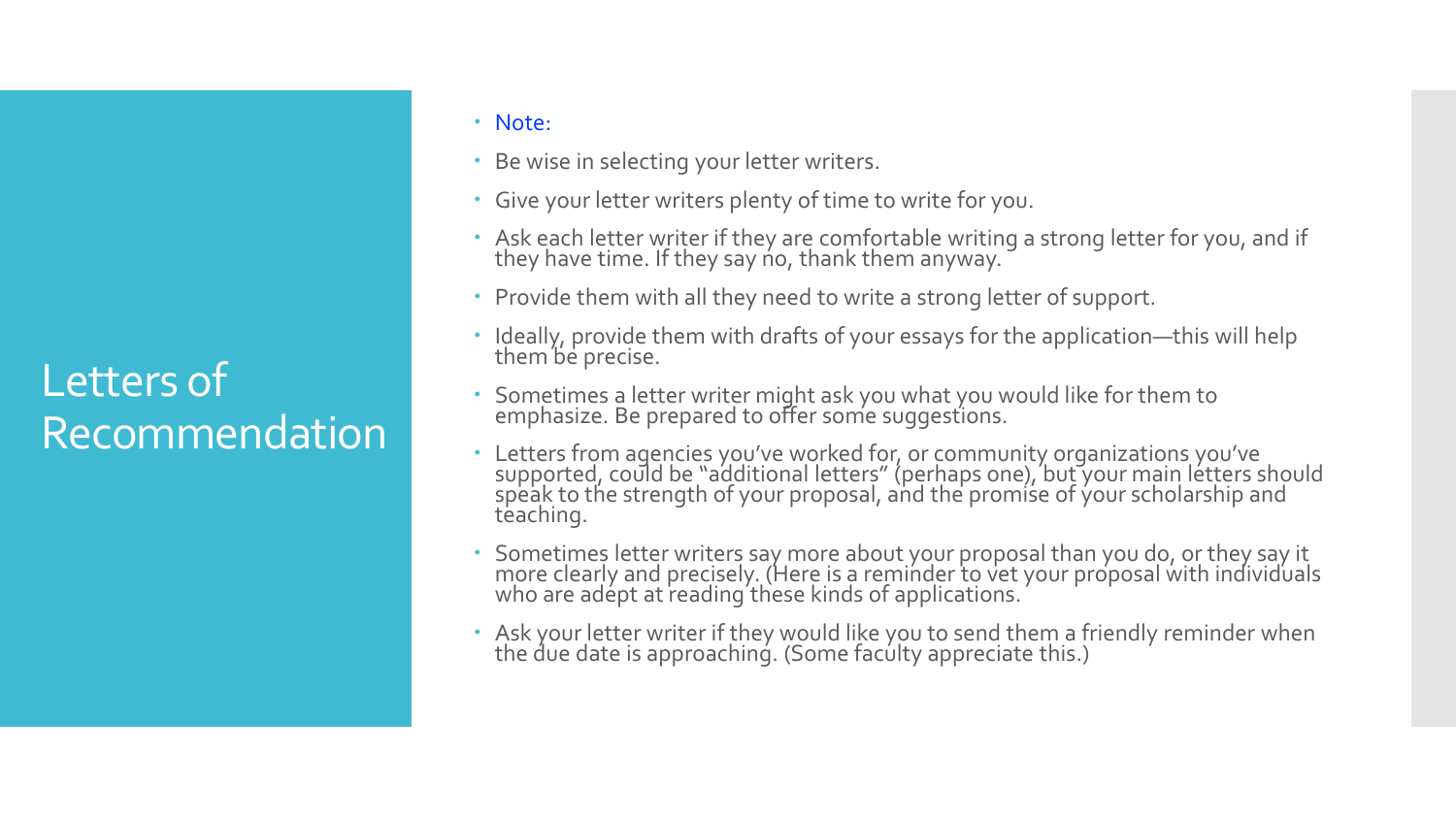# Letters of Recommendation

- Note:
- Be wise in selecting your letter writers.
- Give your letter writers plenty of time to write for you.
- Ask each letter writer if they are comfortable writing a strong letter for you, and if they have time. If they say no, thank them anyway.
- Provide them with all they need to write a strong letter of support.
- Ideally, provide them with drafts of your essays for the application—this will help them be precise.
- Sometimes a letter writer might ask you what you would like for them to emphasize. Be prepared to offer some suggestions.
- Letters from agencies you've worked for, or community organizations you've supported, could be "additional letters" (perhaps one), but your main letters should speak to the strength of your proposal, and the promise of your scholarship and teaching.
- Sometimes letter writers say more about your proposal than you do, or they say it more clearly and precisely. (Here is a reminder to vet your proposal with individuals who are adept at reading these kinds of applications.
- Ask your letter writer if they would like you to send them a friendly reminder when the due date is approaching. (Some faculty appreciate this.)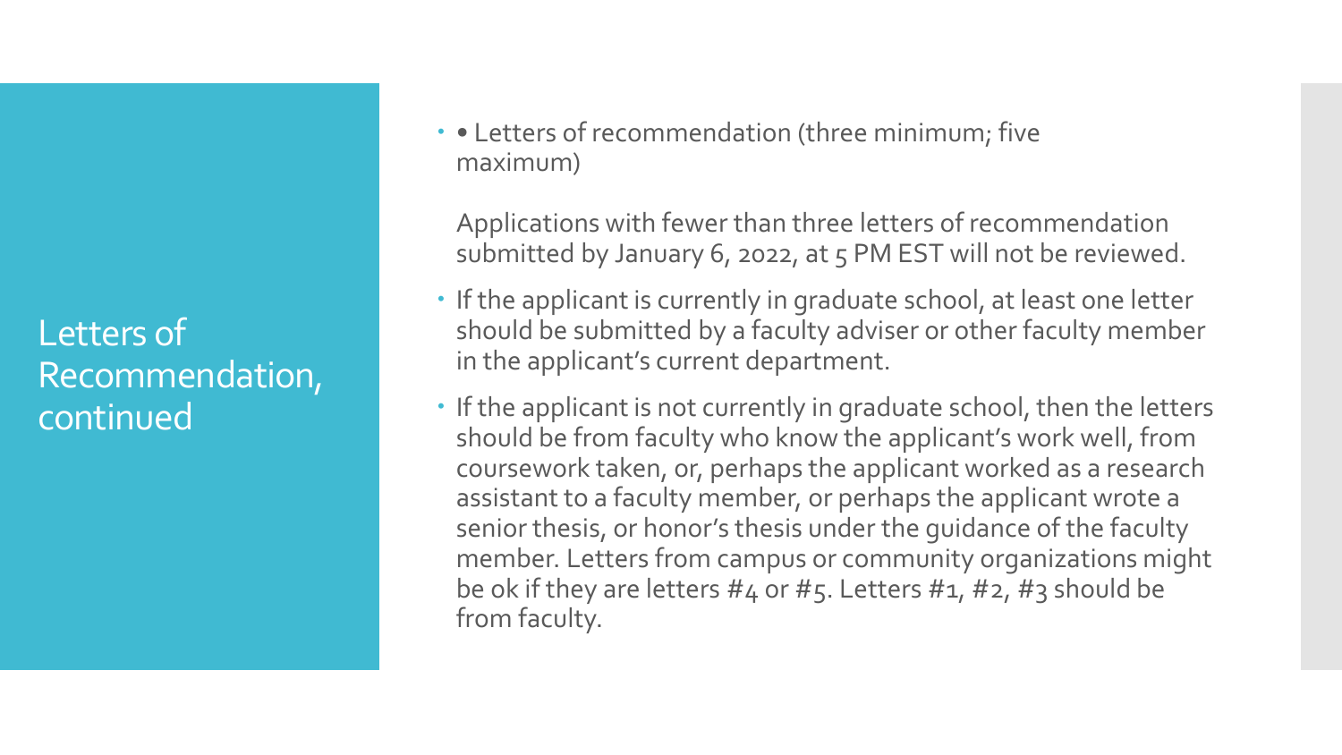# Letters of Recommendation, continued

- • Letters of recommendation (three minimum; five maximum)

  Applications with fewer than three letters of recommendation submitted by January 6, 2022, at 5 PM EST will not be reviewed.

- If the applicant is currently in graduate school, at least one letter should be submitted by a faculty adviser or other faculty member in the applicant's current department.
- If the applicant is not currently in graduate school, then the letters should be from faculty who know the applicant's work well, from coursework taken, or, perhaps the applicant worked as a research assistant to a faculty member, or perhaps the applicant wrote a senior thesis, or honor's thesis under the guidance of the faculty member. Letters from campus or community organizations might be ok if they are letters #4 or #5. Letters #1, #2, #3 should be from faculty.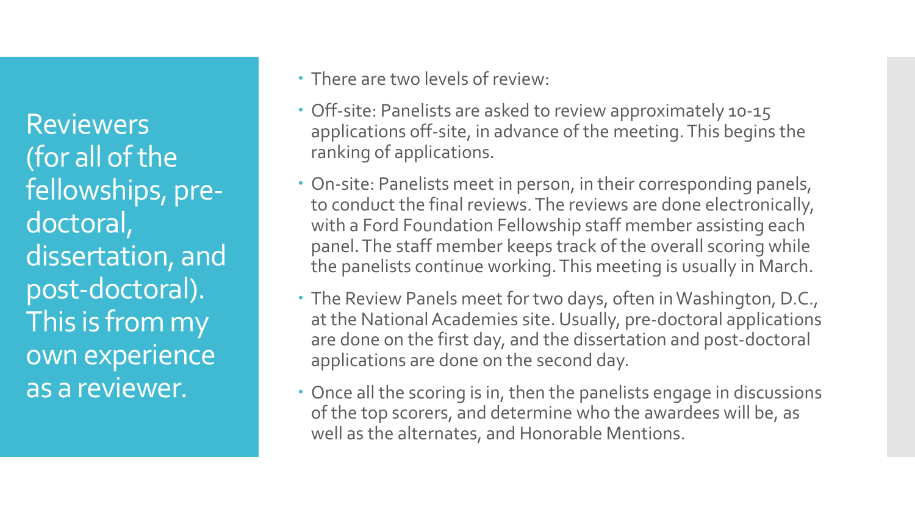## Reviewers (for all of the fellowships, pre-doctoral, dissertation, and post-doctoral). This is from my own experience as a reviewer.

- There are two levels of review:
- Off-site: Panelists are asked to review approximately 10-15 applications off-site, in advance of the meeting. This begins the ranking of applications.
- On-site: Panelists meet in person, in their corresponding panels, to conduct the final reviews. The reviews are done electronically, with a Ford Foundation Fellowship staff member assisting each panel. The staff member keeps track of the overall scoring while the panelists continue working. This meeting is usually in March.
- The Review Panels meet for two days, often in Washington, D.C., at the National Academies site. Usually, pre-doctoral applications are done on the first day, and the dissertation and post-doctoral applications are done on the second day.
- Once all the scoring is in, then the panelists engage in discussions of the top scorers, and determine who the awardees will be, as well as the alternates, and Honorable Mentions.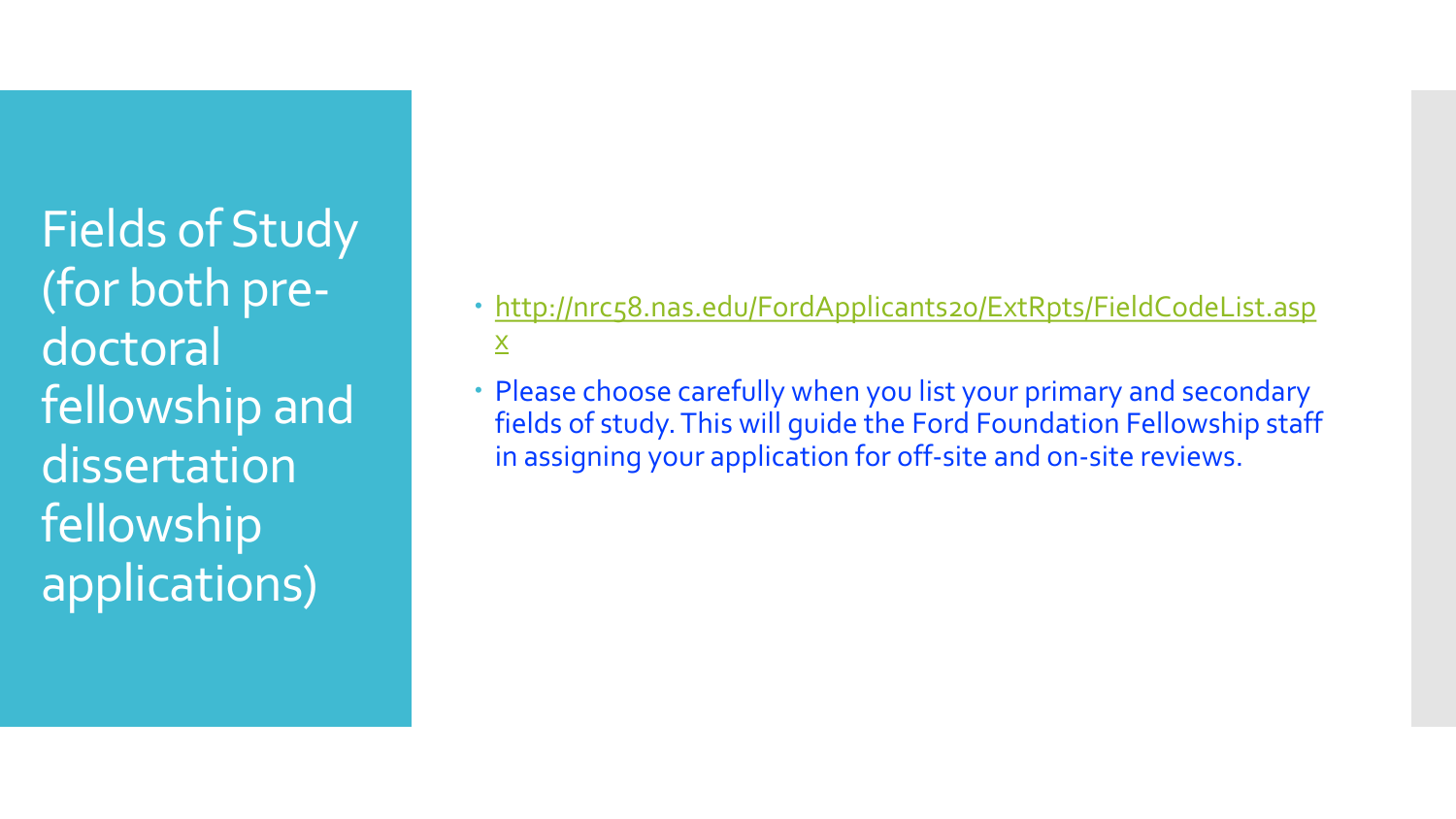# Fields of Study (for both pre-doctoral fellowship and dissertation fellowship applications)

- http://nrc58.nas.edu/FordApplicants20/ExtRpts/FieldCodeList.aspx
- Please choose carefully when you list your primary and secondary fields of study. This will guide the Ford Foundation Fellowship staff in assigning your application for off-site and on-site reviews.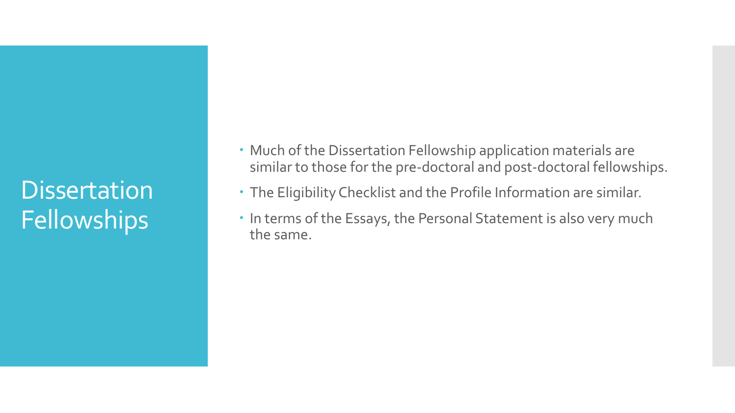# Dissertation Fellowships

- Much of the Dissertation Fellowship application materials are similar to those for the pre-doctoral and post-doctoral fellowships.
- The Eligibility Checklist and the Profile Information are similar.
- In terms of the Essays, the Personal Statement is also very much the same.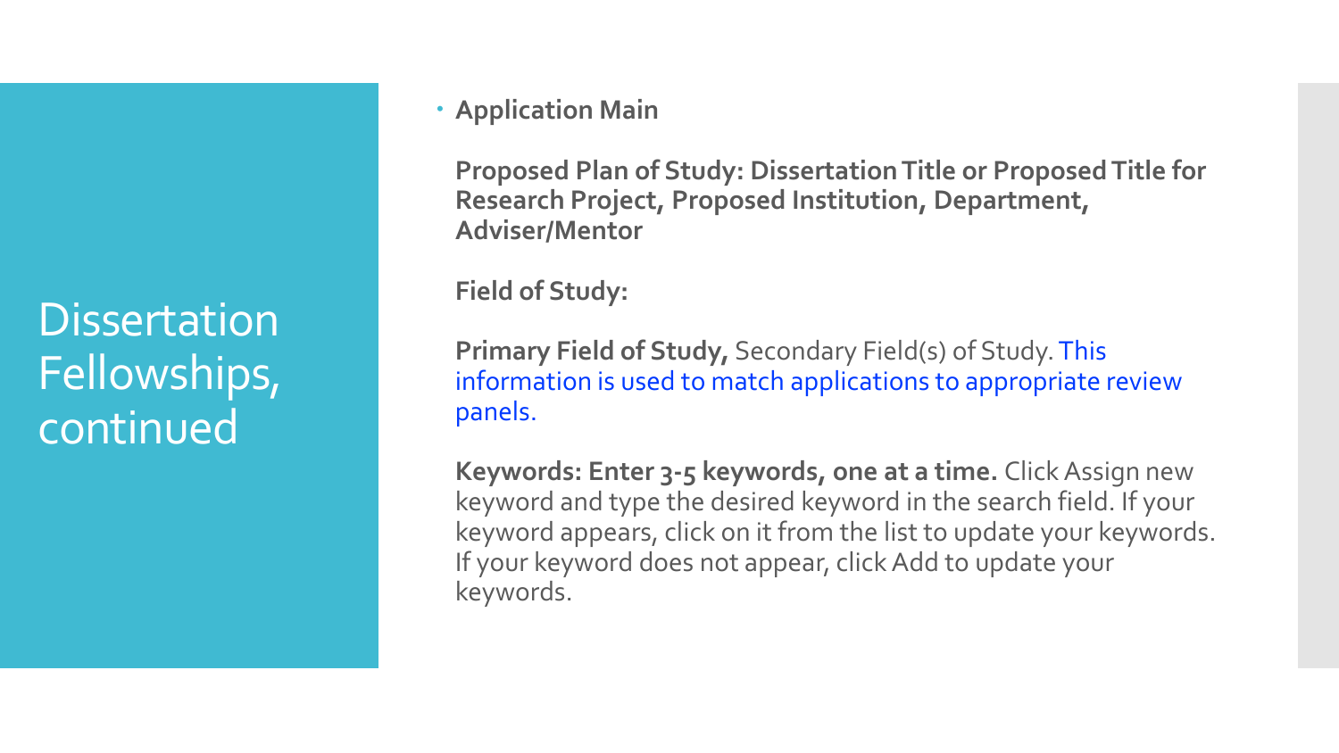# Dissertation Fellowships, continued

- **Application Main**

  **Proposed Plan of Study: Dissertation Title or Proposed Title for Research Project, Proposed Institution, Department, Adviser/Mentor**

  **Field of Study:**

  **Primary Field of Study,** Secondary Field(s) of Study. This information is used to match applications to appropriate review panels.

  **Keywords: Enter 3-5 keywords, one at a time.** Click Assign new keyword and type the desired keyword in the search field. If your keyword appears, click on it from the list to update your keywords. If your keyword does not appear, click Add to update your keywords.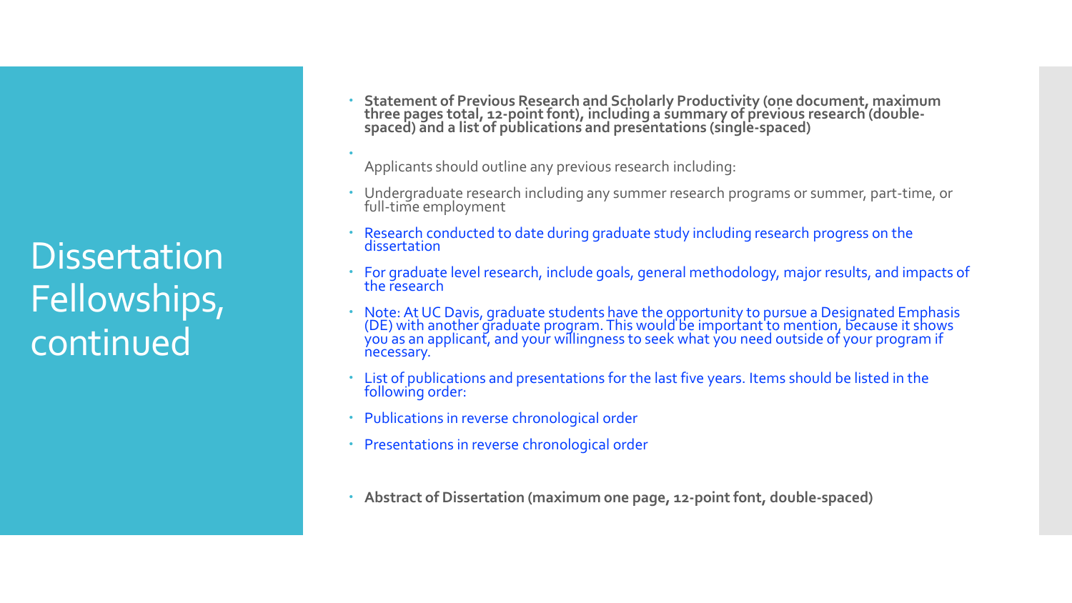# Dissertation Fellowships, continued

- **Statement of Previous Research and Scholarly Productivity (one document, maximum three pages total, 12-point font), including a summary of previous research (double-spaced) and a list of publications and presentations (single-spaced)**
- Applicants should outline any previous research including:
- Undergraduate research including any summer research programs or summer, part-time, or full-time employment
- Research conducted to date during graduate study including research progress on the dissertation
- For graduate level research, include goals, general methodology, major results, and impacts of the research
- Note: At UC Davis, graduate students have the opportunity to pursue a Designated Emphasis (DE) with another graduate program. This would be important to mention, because it shows you as an applicant, and your willingness to seek what you need outside of your program if necessary.
- List of publications and presentations for the last five years. Items should be listed in the following order:
- Publications in reverse chronological order
- Presentations in reverse chronological order
- **Abstract of Dissertation (maximum one page, 12-point font, double-spaced)**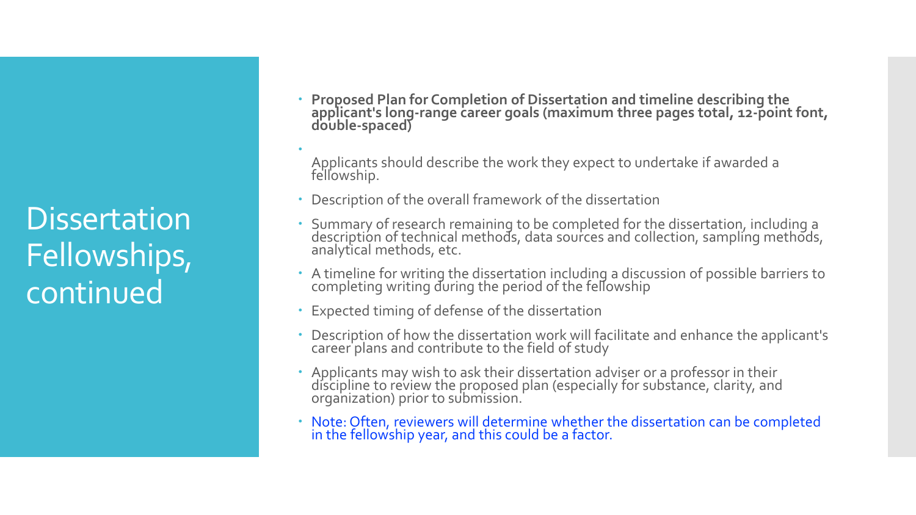# Dissertation Fellowships, continued

- **Proposed Plan for Completion of Dissertation and timeline describing the applicant's long-range career goals (maximum three pages total, 12-point font, double-spaced)**
- Applicants should describe the work they expect to undertake if awarded a fellowship.
- Description of the overall framework of the dissertation
- Summary of research remaining to be completed for the dissertation, including a description of technical methods, data sources and collection, sampling methods, analytical methods, etc.
- A timeline for writing the dissertation including a discussion of possible barriers to completing writing during the period of the fellowship
- Expected timing of defense of the dissertation
- Description of how the dissertation work will facilitate and enhance the applicant's career plans and contribute to the field of study
- Applicants may wish to ask their dissertation adviser or a professor in their discipline to review the proposed plan (especially for substance, clarity, and organization) prior to submission.
- Note: Often, reviewers will determine whether the dissertation can be completed in the fellowship year, and this could be a factor.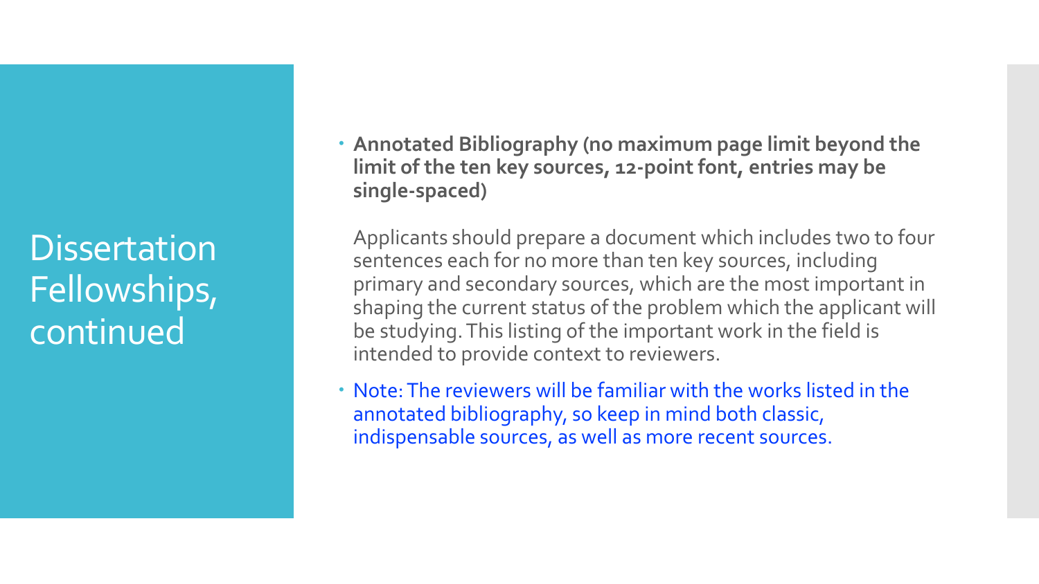# Dissertation Fellowships, continued

- **Annotated Bibliography (no maximum page limit beyond the limit of the ten key sources, 12-point font, entries may be single-spaced)**

  Applicants should prepare a document which includes two to four sentences each for no more than ten key sources, including primary and secondary sources, which are the most important in shaping the current status of the problem which the applicant will be studying. This listing of the important work in the field is intended to provide context to reviewers.

- Note: The reviewers will be familiar with the works listed in the annotated bibliography, so keep in mind both classic, indispensable sources, as well as more recent sources.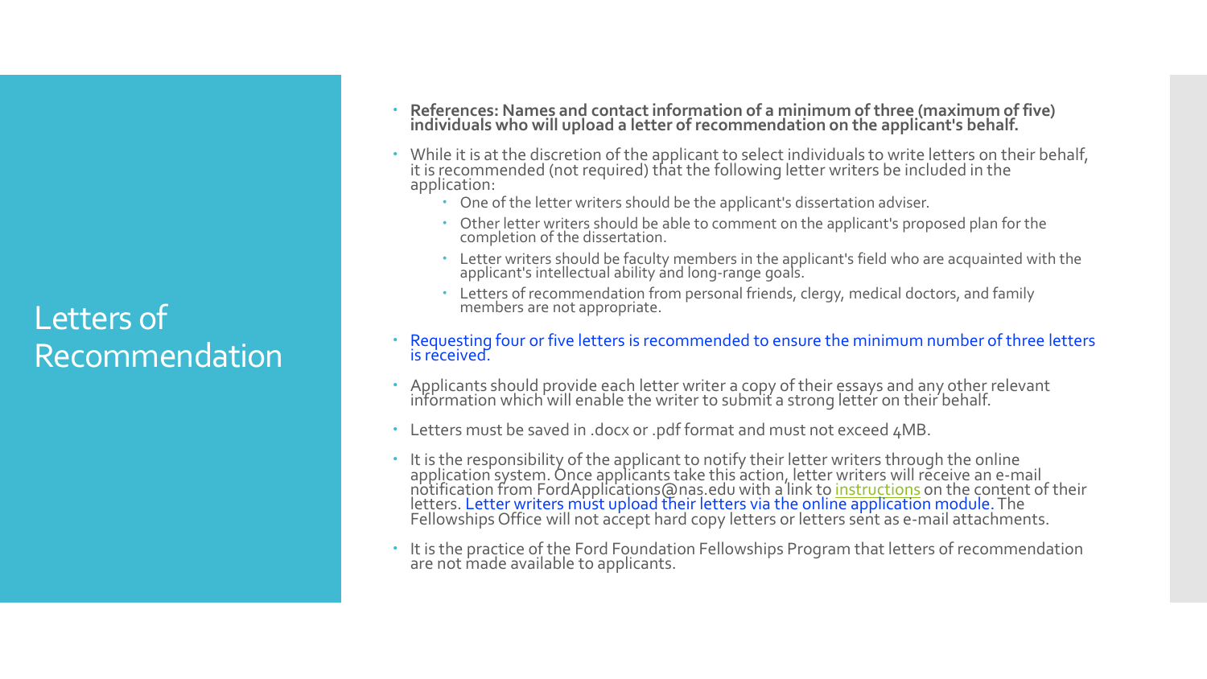# Letters of Recommendation

- **References: Names and contact information of a minimum of three (maximum of five) individuals who will upload a letter of recommendation on the applicant's behalf.**
- While it is at the discretion of the applicant to select individuals to write letters on their behalf, it is recommended (not required) that the following letter writers be included in the application:
  - One of the letter writers should be the applicant's dissertation adviser.
  - Other letter writers should be able to comment on the applicant's proposed plan for the completion of the dissertation.
  - Letter writers should be faculty members in the applicant's field who are acquainted with the applicant's intellectual ability and long-range goals.
  - Letters of recommendation from personal friends, clergy, medical doctors, and family members are not appropriate.
- Requesting four or five letters is recommended to ensure the minimum number of three letters is received.
- Applicants should provide each letter writer a copy of their essays and any other relevant information which will enable the writer to submit a strong letter on their behalf.
- Letters must be saved in .docx or .pdf format and must not exceed 4MB.
- It is the responsibility of the applicant to notify their letter writers through the online application system. Once applicants take this action, letter writers will receive an e-mail notification from FordApplications@nas.edu with a link to instructions on the content of their letters. Letter writers must upload their letters via the online application module. The Fellowships Office will not accept hard copy letters or letters sent as e-mail attachments.
- It is the practice of the Ford Foundation Fellowships Program that letters of recommendation are not made available to applicants.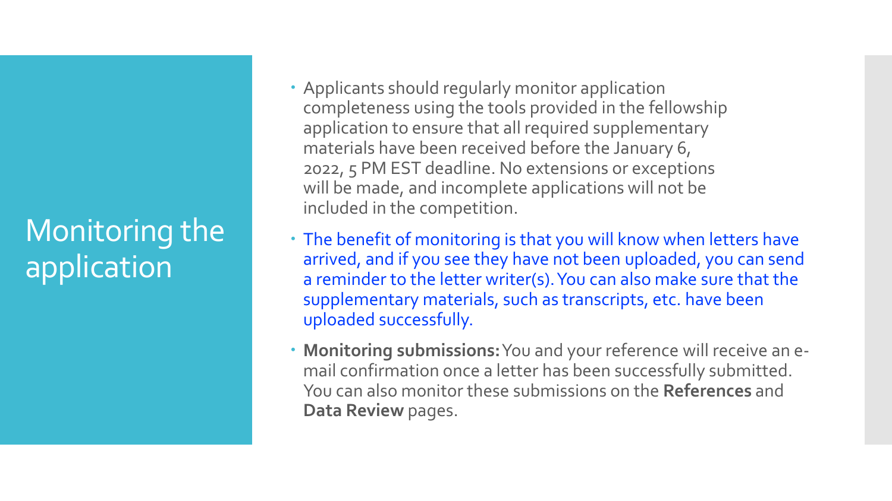# Monitoring the application

- Applicants should regularly monitor application completeness using the tools provided in the fellowship application to ensure that all required supplementary materials have been received before the January 6, 2022, 5 PM EST deadline. No extensions or exceptions will be made, and incomplete applications will not be included in the competition.
- The benefit of monitoring is that you will know when letters have arrived, and if you see they have not been uploaded, you can send a reminder to the letter writer(s). You can also make sure that the supplementary materials, such as transcripts, etc. have been uploaded successfully.
- **Monitoring submissions:** You and your reference will receive an e-mail confirmation once a letter has been successfully submitted. You can also monitor these submissions on the **References** and **Data Review** pages.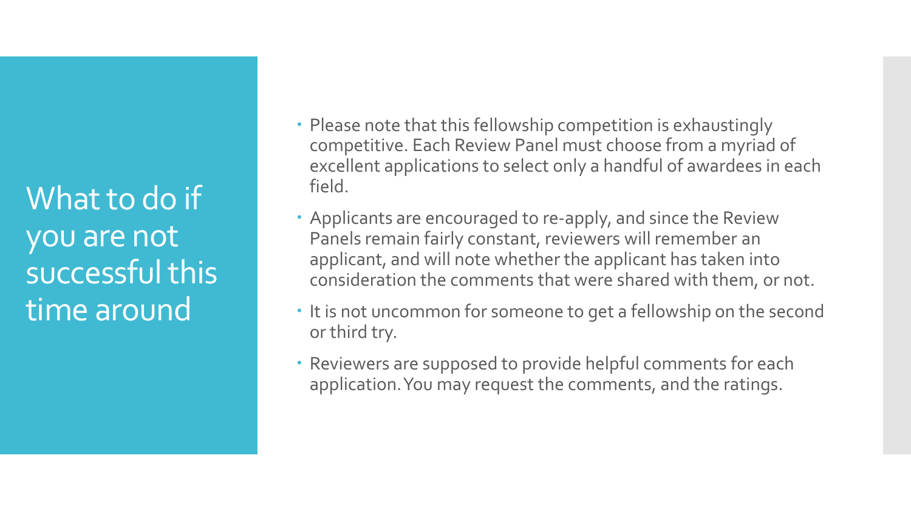# What to do if you are not successful this time around

- Please note that this fellowship competition is exhaustingly competitive. Each Review Panel must choose from a myriad of excellent applications to select only a handful of awardees in each field.
- Applicants are encouraged to re-apply, and since the Review Panels remain fairly constant, reviewers will remember an applicant, and will note whether the applicant has taken into consideration the comments that were shared with them, or not.
- It is not uncommon for someone to get a fellowship on the second or third try.
- Reviewers are supposed to provide helpful comments for each application. You may request the comments, and the ratings.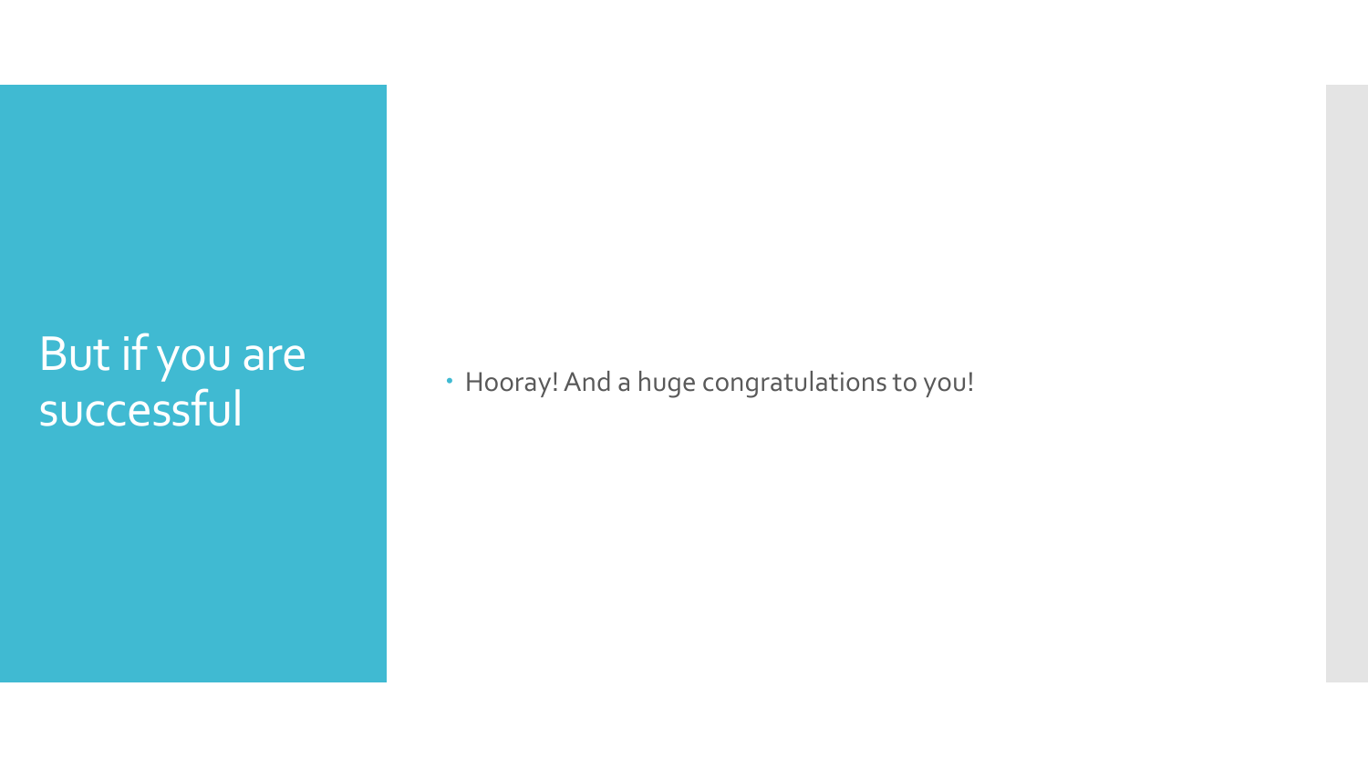# But if you are successful

- Hooray! And a huge congratulations to you!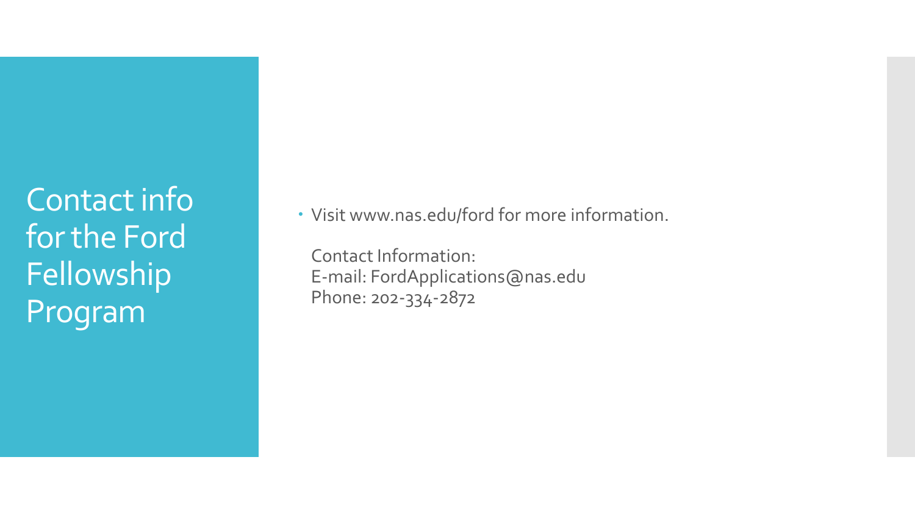# Contact info for the Ford Fellowship Program

- Visit www.nas.edu/ford for more information.

  Contact Information:
  E-mail: FordApplications@nas.edu
  Phone: 202-334-2872